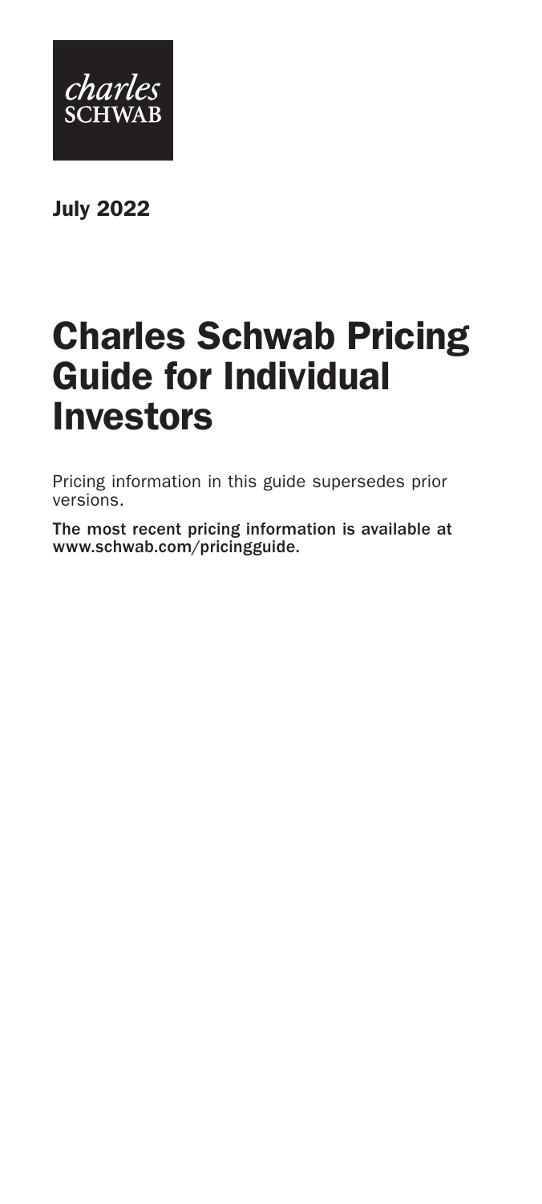charles
SCHWAB

**July 2022**

# Charles Schwab Pricing Guide for Individual Investors

Pricing information in this guide supersedes prior versions.

**The most recent pricing information is available at www.schwab.com/pricingguide.**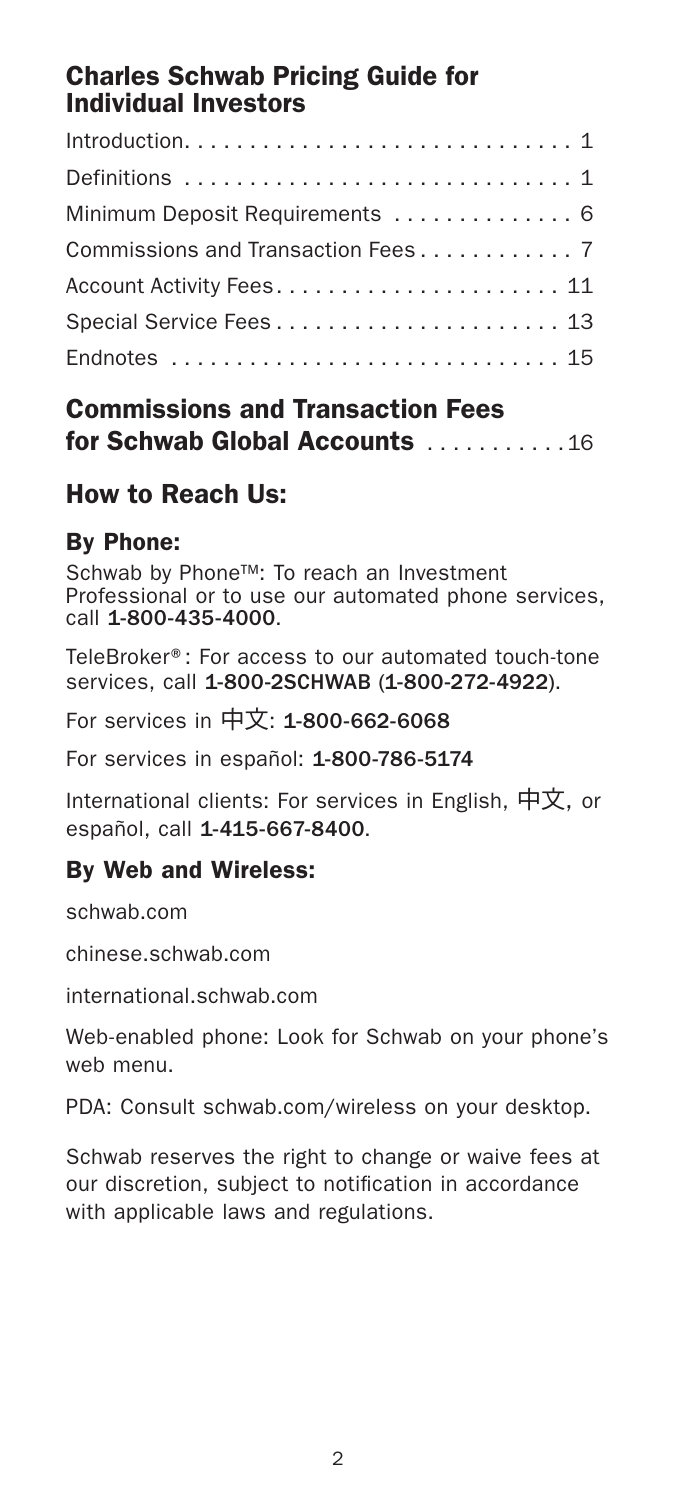## Charles Schwab Pricing Guide for Individual Investors

| | |
|---|---|
| Introduction | 1 |
| Definitions | 1 |
| Minimum Deposit Requirements | 6 |
| Commissions and Transaction Fees | 7 |
| Account Activity Fees | 11 |
| Special Service Fees | 13 |
| Endnotes | 15 |

## Commissions and Transaction Fees for Schwab Global Accounts ........... 16

## How to Reach Us:

### By Phone:

Schwab by Phone™: To reach an Investment Professional or to use our automated phone services, call **1-800-435-4000**.

TeleBroker®: For access to our automated touch-tone services, call **1-800-2SCHWAB** (**1-800-272-4922**).

For services in 中文: **1-800-662-6068**

For services in español: **1-800-786-5174**

International clients: For services in English, 中文, or español, call **1-415-667-8400**.

### By Web and Wireless:

schwab.com

chinese.schwab.com

international.schwab.com

Web-enabled phone: Look for Schwab on your phone's web menu.

PDA: Consult schwab.com/wireless on your desktop.

Schwab reserves the right to change or waive fees at our discretion, subject to notification in accordance with applicable laws and regulations.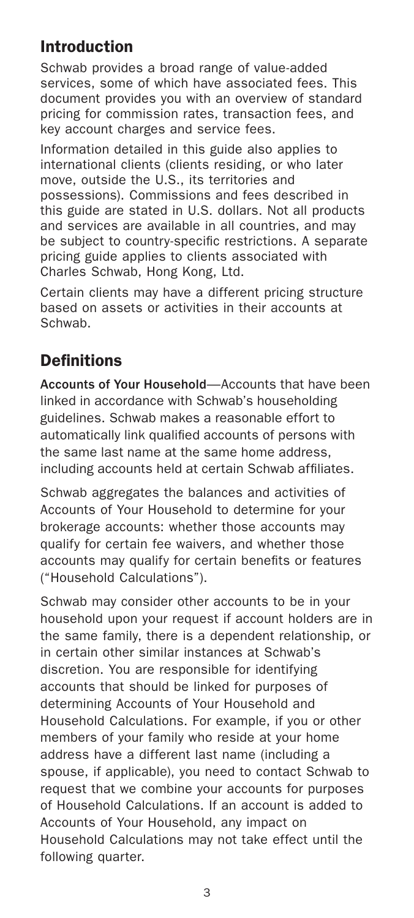## Introduction

Schwab provides a broad range of value-added services, some of which have associated fees. This document provides you with an overview of standard pricing for commission rates, transaction fees, and key account charges and service fees.

Information detailed in this guide also applies to international clients (clients residing, or who later move, outside the U.S., its territories and possessions). Commissions and fees described in this guide are stated in U.S. dollars. Not all products and services are available in all countries, and may be subject to country-specific restrictions. A separate pricing guide applies to clients associated with Charles Schwab, Hong Kong, Ltd.

Certain clients may have a different pricing structure based on assets or activities in their accounts at Schwab.

## Definitions

**Accounts of Your Household**—Accounts that have been linked in accordance with Schwab's householding guidelines. Schwab makes a reasonable effort to automatically link qualified accounts of persons with the same last name at the same home address, including accounts held at certain Schwab affiliates.

Schwab aggregates the balances and activities of Accounts of Your Household to determine for your brokerage accounts: whether those accounts may qualify for certain fee waivers, and whether those accounts may qualify for certain benefits or features ("Household Calculations").

Schwab may consider other accounts to be in your household upon your request if account holders are in the same family, there is a dependent relationship, or in certain other similar instances at Schwab's discretion. You are responsible for identifying accounts that should be linked for purposes of determining Accounts of Your Household and Household Calculations. For example, if you or other members of your family who reside at your home address have a different last name (including a spouse, if applicable), you need to contact Schwab to request that we combine your accounts for purposes of Household Calculations. If an account is added to Accounts of Your Household, any impact on Household Calculations may not take effect until the following quarter.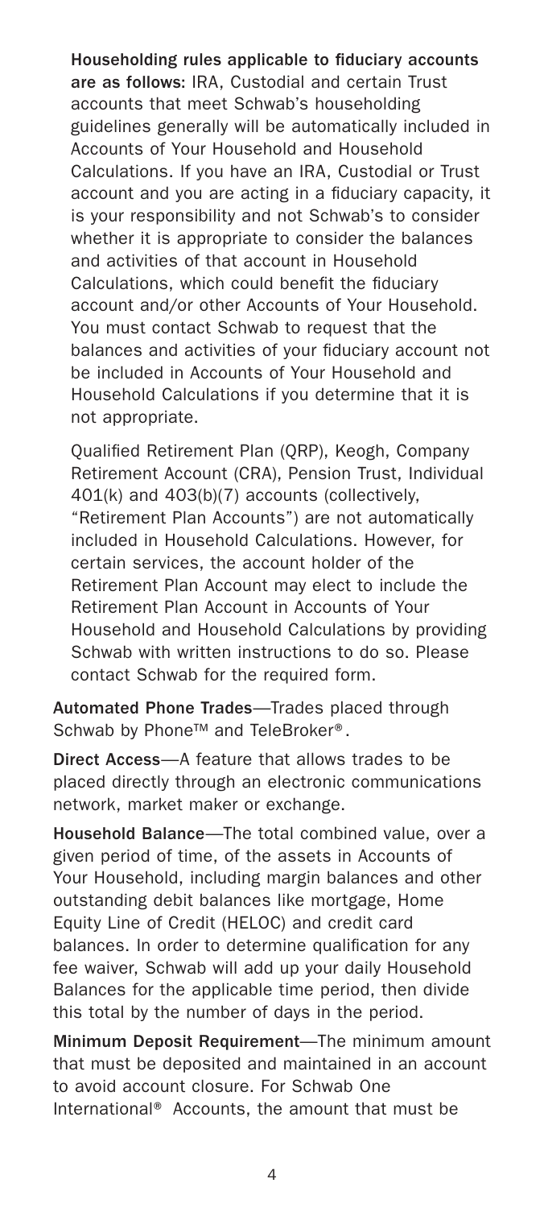**Householding rules applicable to fiduciary accounts are as follows:** IRA, Custodial and certain Trust accounts that meet Schwab's householding guidelines generally will be automatically included in Accounts of Your Household and Household Calculations. If you have an IRA, Custodial or Trust account and you are acting in a fiduciary capacity, it is your responsibility and not Schwab's to consider whether it is appropriate to consider the balances and activities of that account in Household Calculations, which could benefit the fiduciary account and/or other Accounts of Your Household. You must contact Schwab to request that the balances and activities of your fiduciary account not be included in Accounts of Your Household and Household Calculations if you determine that it is not appropriate.

Qualified Retirement Plan (QRP), Keogh, Company Retirement Account (CRA), Pension Trust, Individual 401(k) and 403(b)(7) accounts (collectively, "Retirement Plan Accounts") are not automatically included in Household Calculations. However, for certain services, the account holder of the Retirement Plan Account may elect to include the Retirement Plan Account in Accounts of Your Household and Household Calculations by providing Schwab with written instructions to do so. Please contact Schwab for the required form.

**Automated Phone Trades**—Trades placed through Schwab by Phone™ and TeleBroker®.

**Direct Access**—A feature that allows trades to be placed directly through an electronic communications network, market maker or exchange.

**Household Balance**—The total combined value, over a given period of time, of the assets in Accounts of Your Household, including margin balances and other outstanding debit balances like mortgage, Home Equity Line of Credit (HELOC) and credit card balances. In order to determine qualification for any fee waiver, Schwab will add up your daily Household Balances for the applicable time period, then divide this total by the number of days in the period.

**Minimum Deposit Requirement**—The minimum amount that must be deposited and maintained in an account to avoid account closure. For Schwab One International® Accounts, the amount that must be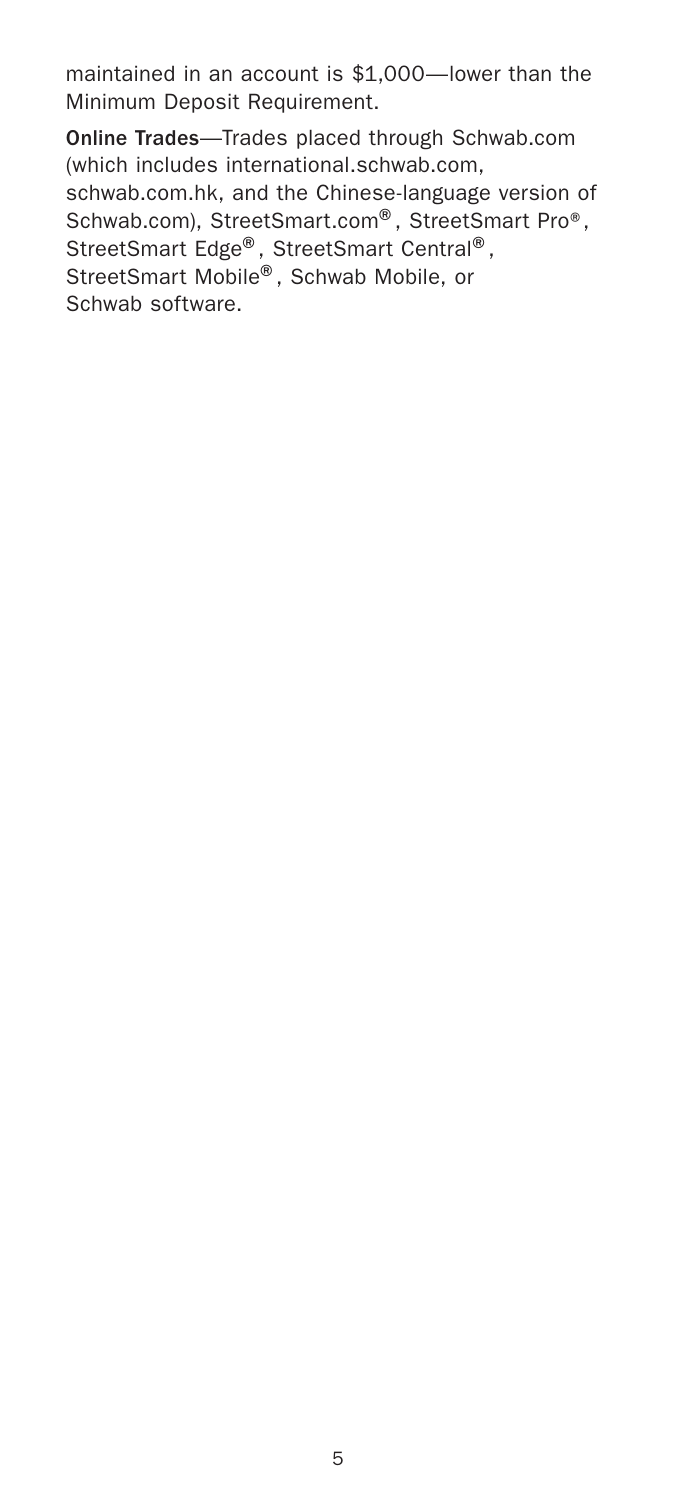maintained in an account is $1,000—lower than the Minimum Deposit Requirement.

**Online Trades**—Trades placed through Schwab.com (which includes international.schwab.com, schwab.com.hk, and the Chinese-language version of Schwab.com), StreetSmart.com®, StreetSmart Pro®, StreetSmart Edge®, StreetSmart Central®, StreetSmart Mobile®, Schwab Mobile, or Schwab software.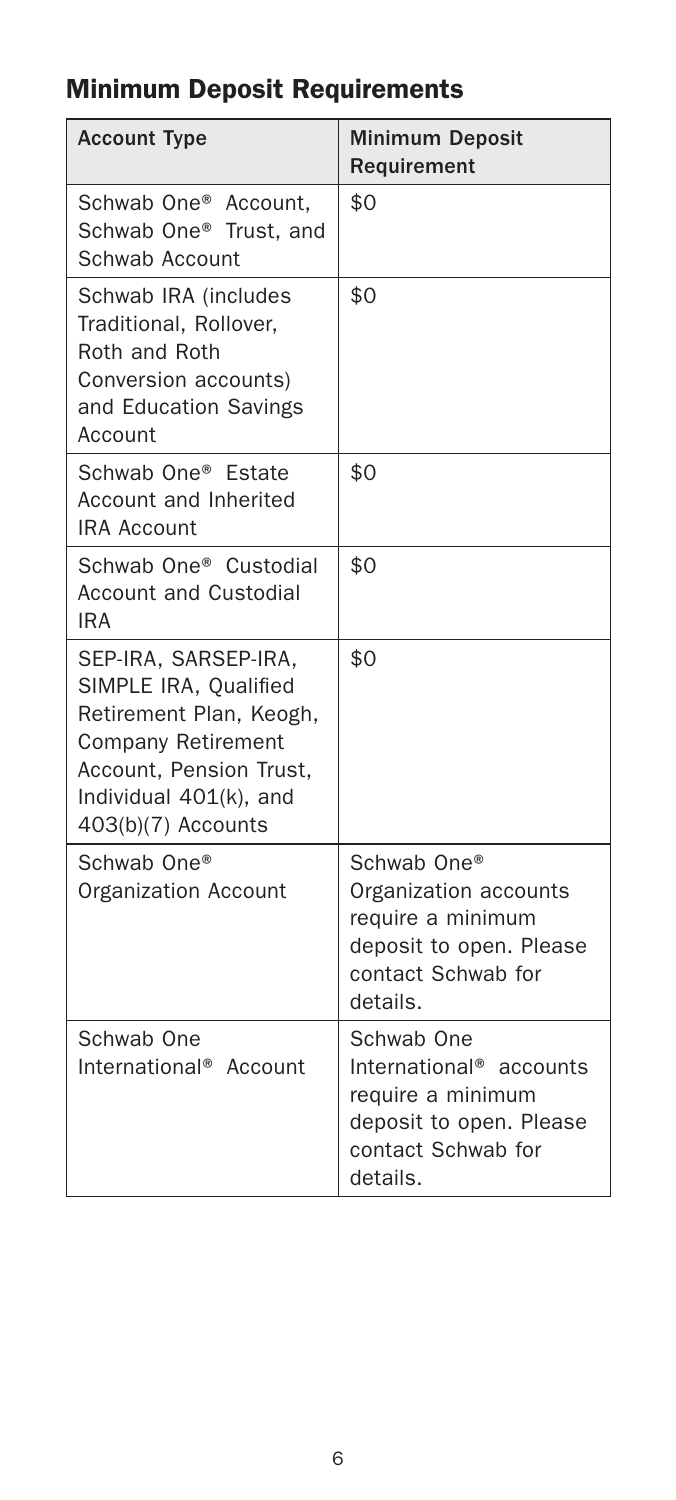## Minimum Deposit Requirements

| Account Type | Minimum Deposit Requirement |
| --- | --- |
| Schwab One® Account, Schwab One® Trust, and Schwab Account | $0 |
| Schwab IRA (includes Traditional, Rollover, Roth and Roth Conversion accounts) and Education Savings Account | $0 |
| Schwab One® Estate Account and Inherited IRA Account | $0 |
| Schwab One® Custodial Account and Custodial IRA | $0 |
| SEP-IRA, SARSEP-IRA, SIMPLE IRA, Qualified Retirement Plan, Keogh, Company Retirement Account, Pension Trust, Individual 401(k), and 403(b)(7) Accounts | $0 |
| Schwab One® Organization Account | Schwab One® Organization accounts require a minimum deposit to open. Please contact Schwab for details. |
| Schwab One International® Account | Schwab One International® accounts require a minimum deposit to open. Please contact Schwab for details. |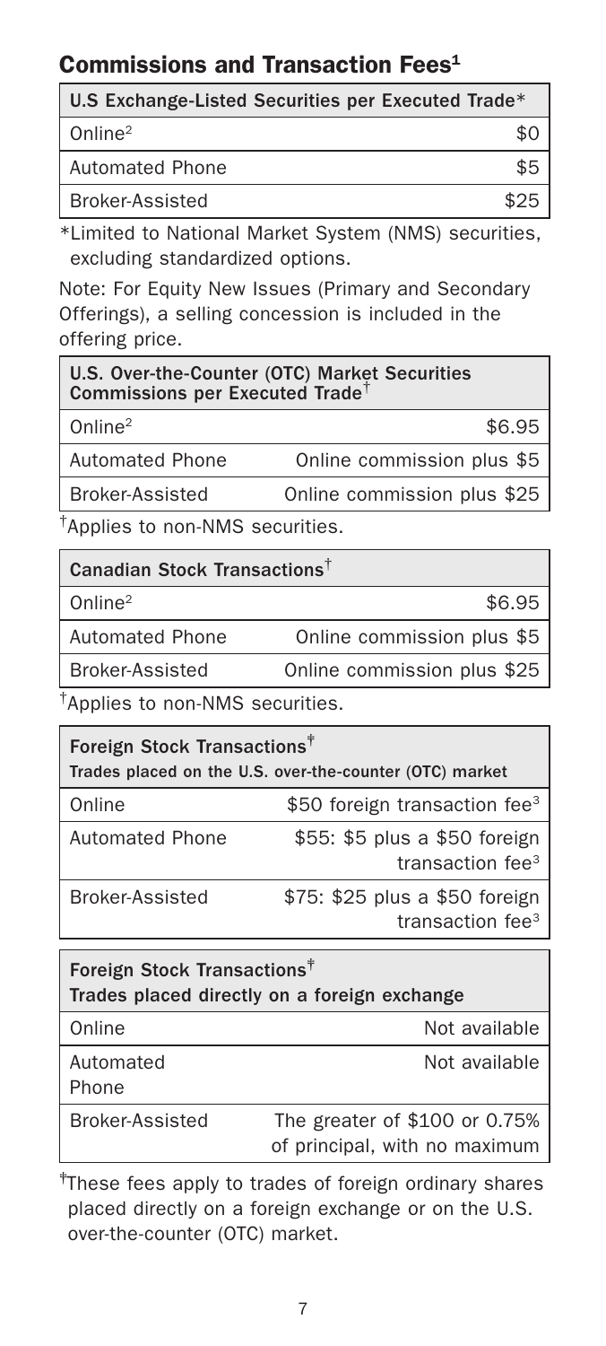## Commissions and Transaction Fees[1]

| U.S Exchange-Listed Securities per Executed Trade* | |
|---|---|
| Online[2] | $0 |
| Automated Phone | $5 |
| Broker-Assisted | $25 |

*Limited to National Market System (NMS) securities, excluding standardized options.

Note: For Equity New Issues (Primary and Secondary Offerings), a selling concession is included in the offering price.

| U.S. Over-the-Counter (OTC) Market Securities Commissions per Executed Trade† | |
|---|---|
| Online[2] | $6.95 |
| Automated Phone | Online commission plus $5 |
| Broker-Assisted | Online commission plus $25 |

†Applies to non-NMS securities.

| Canadian Stock Transactions† | |
|---|---|
| Online[2] | $6.95 |
| Automated Phone | Online commission plus $5 |
| Broker-Assisted | Online commission plus $25 |

†Applies to non-NMS securities.

| Foreign Stock Transactions‡ Trades placed on the U.S. over-the-counter (OTC) market | |
|---|---|
| Online | $50 foreign transaction fee[3] |
| Automated Phone | $55: $5 plus a $50 foreign transaction fee[3] |
| Broker-Assisted | $75: $25 plus a $50 foreign transaction fee[3] |

| Foreign Stock Transactions‡ Trades placed directly on a foreign exchange | |
|---|---|
| Online | Not available |
| Automated Phone | Not available |
| Broker-Assisted | The greater of $100 or 0.75% of principal, with no maximum |

‡These fees apply to trades of foreign ordinary shares placed directly on a foreign exchange or on the U.S. over-the-counter (OTC) market.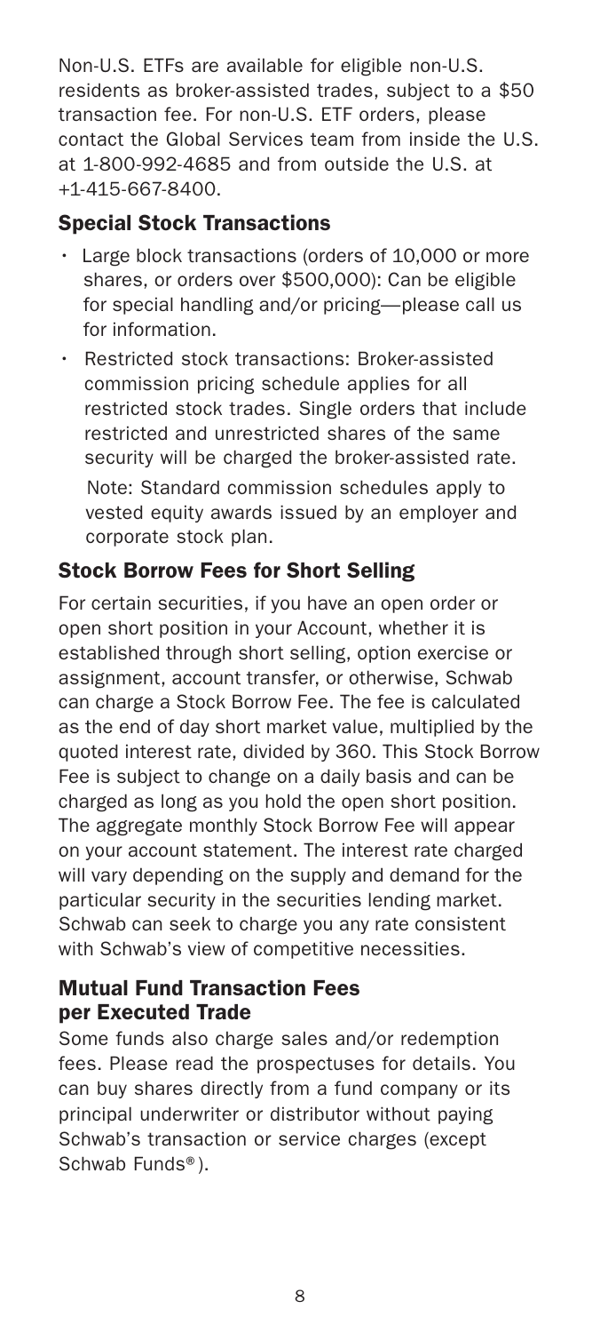Non-U.S. ETFs are available for eligible non-U.S. residents as broker-assisted trades, subject to a $50 transaction fee. For non-U.S. ETF orders, please contact the Global Services team from inside the U.S. at 1-800-992-4685 and from outside the U.S. at +1-415-667-8400.

## Special Stock Transactions

- Large block transactions (orders of 10,000 or more shares, or orders over $500,000): Can be eligible for special handling and/or pricing—please call us for information.
- Restricted stock transactions: Broker-assisted commission pricing schedule applies for all restricted stock trades. Single orders that include restricted and unrestricted shares of the same security will be charged the broker-assisted rate.

  Note: Standard commission schedules apply to vested equity awards issued by an employer and corporate stock plan.

## Stock Borrow Fees for Short Selling

For certain securities, if you have an open order or open short position in your Account, whether it is established through short selling, option exercise or assignment, account transfer, or otherwise, Schwab can charge a Stock Borrow Fee. The fee is calculated as the end of day short market value, multiplied by the quoted interest rate, divided by 360. This Stock Borrow Fee is subject to change on a daily basis and can be charged as long as you hold the open short position. The aggregate monthly Stock Borrow Fee will appear on your account statement. The interest rate charged will vary depending on the supply and demand for the particular security in the securities lending market. Schwab can seek to charge you any rate consistent with Schwab's view of competitive necessities.

## Mutual Fund Transaction Fees per Executed Trade

Some funds also charge sales and/or redemption fees. Please read the prospectuses for details. You can buy shares directly from a fund company or its principal underwriter or distributor without paying Schwab's transaction or service charges (except Schwab Funds®).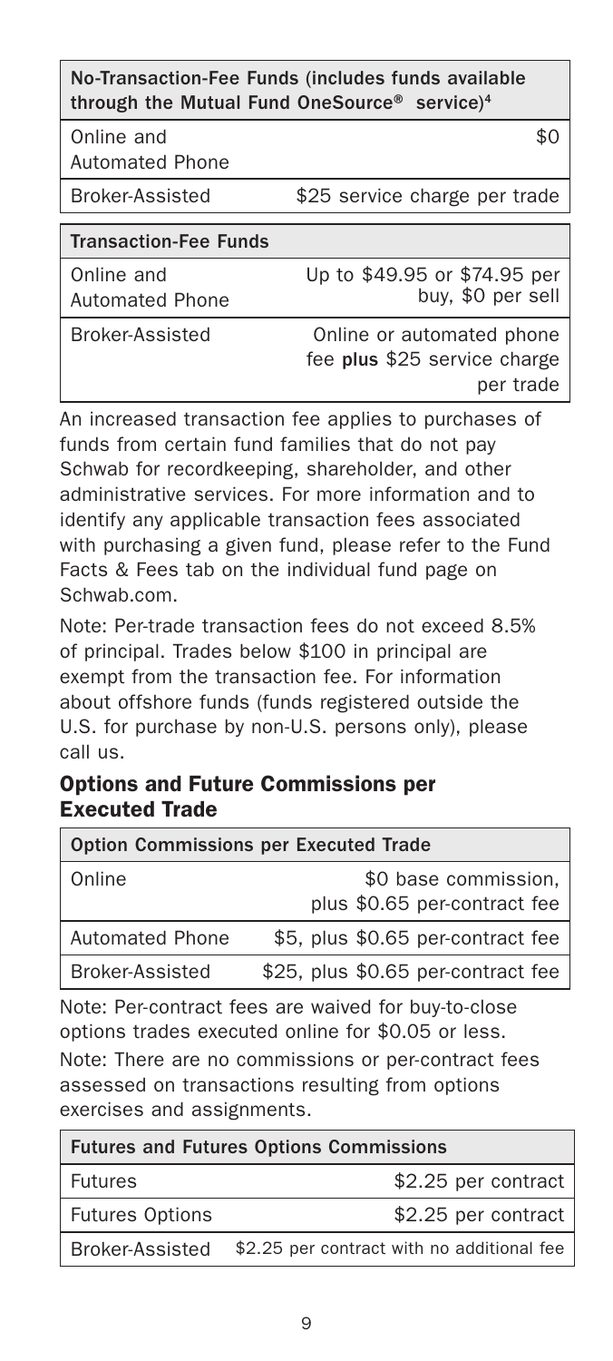| No-Transaction-Fee Funds (includes funds available through the Mutual Fund OneSource® service)[4] | |
| --- | --- |
| Online and Automated Phone | $0 |
| Broker-Assisted | $25 service charge per trade |

| Transaction-Fee Funds | |
| --- | --- |
| Online and Automated Phone | Up to $49.95 or $74.95 per buy, $0 per sell |
| Broker-Assisted | Online or automated phone fee **plus** $25 service charge per trade |

An increased transaction fee applies to purchases of funds from certain fund families that do not pay Schwab for recordkeeping, shareholder, and other administrative services. For more information and to identify any applicable transaction fees associated with purchasing a given fund, please refer to the Fund Facts & Fees tab on the individual fund page on Schwab.com.

Note: Per-trade transaction fees do not exceed 8.5% of principal. Trades below $100 in principal are exempt from the transaction fee. For information about offshore funds (funds registered outside the U.S. for purchase by non-U.S. persons only), please call us.

## Options and Future Commissions per Executed Trade

| Option Commissions per Executed Trade | |
| --- | --- |
| Online | $0 base commission, plus $0.65 per-contract fee |
| Automated Phone | $5, plus $0.65 per-contract fee |
| Broker-Assisted | $25, plus $0.65 per-contract fee |

Note: Per-contract fees are waived for buy-to-close options trades executed online for $0.05 or less.

Note: There are no commissions or per-contract fees assessed on transactions resulting from options exercises and assignments.

| Futures and Futures Options Commissions | |
| --- | --- |
| Futures | $2.25 per contract |
| Futures Options | $2.25 per contract |
| Broker-Assisted | $2.25 per contract with no additional fee |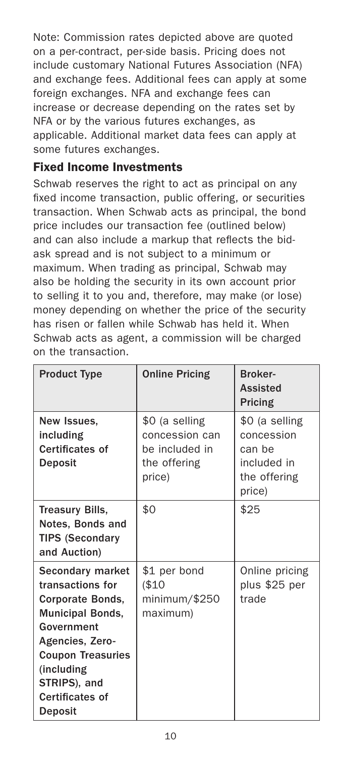Note: Commission rates depicted above are quoted on a per-contract, per-side basis. Pricing does not include customary National Futures Association (NFA) and exchange fees. Additional fees can apply at some foreign exchanges. NFA and exchange fees can increase or decrease depending on the rates set by NFA or by the various futures exchanges, as applicable. Additional market data fees can apply at some futures exchanges.

## Fixed Income Investments

Schwab reserves the right to act as principal on any fixed income transaction, public offering, or securities transaction. When Schwab acts as principal, the bond price includes our transaction fee (outlined below) and can also include a markup that reflects the bid-ask spread and is not subject to a minimum or maximum. When trading as principal, Schwab may also be holding the security in its own account prior to selling it to you and, therefore, may make (or lose) money depending on whether the price of the security has risen or fallen while Schwab has held it. When Schwab acts as agent, a commission will be charged on the transaction.

| Product Type | Online Pricing | Broker-Assisted Pricing |
|---|---|---|
| **New Issues, including Certificates of Deposit** | $0 (a selling concession can be included in the offering price) | $0 (a selling concession can be included in the offering price) |
| **Treasury Bills, Notes, Bonds and TIPS (Secondary and Auction)** | $0 | $25 |
| **Secondary market transactions for Corporate Bonds, Municipal Bonds, Government Agencies, Zero-Coupon Treasuries (including STRIPS), and Certificates of Deposit** | $1 per bond ($10 minimum/$250 maximum) | Online pricing plus $25 per trade |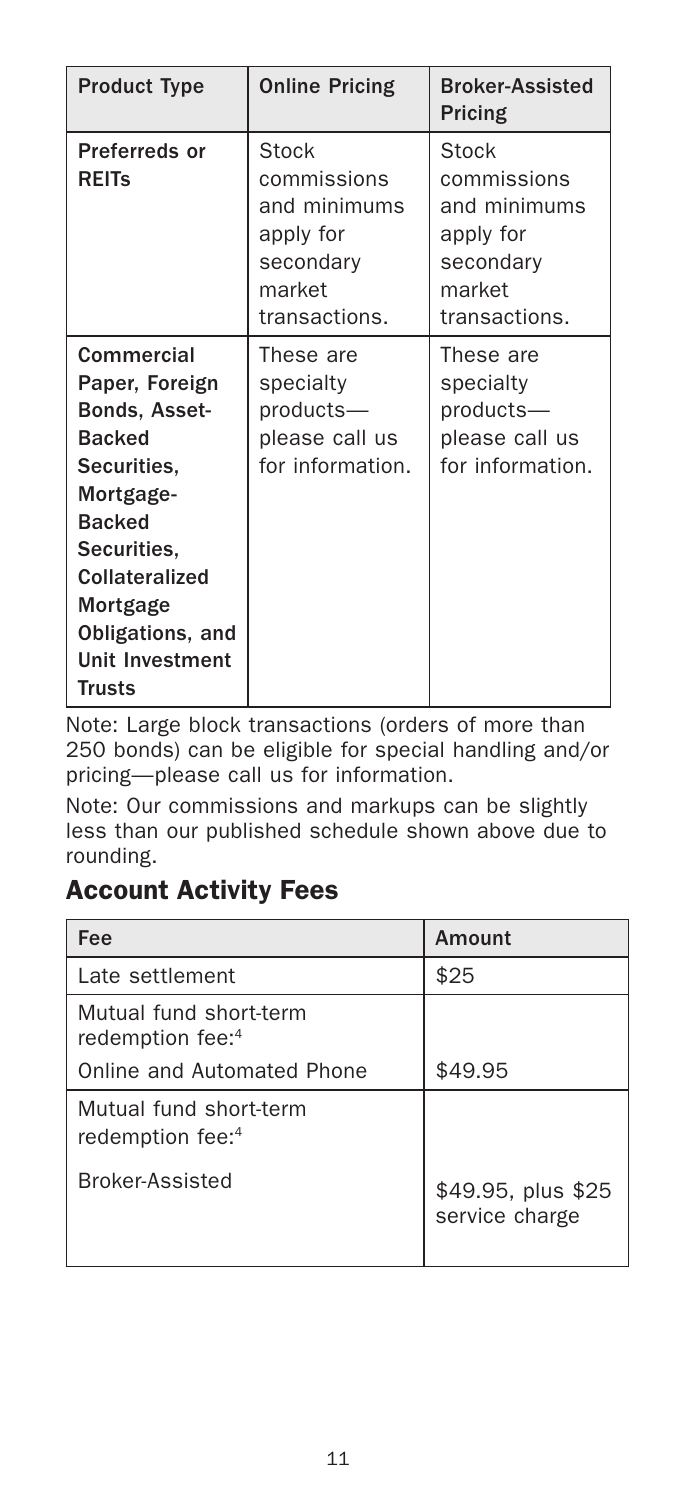| Product Type | Online Pricing | Broker-Assisted Pricing |
|---|---|---|
| **Preferreds or REITs** | Stock commissions and minimums apply for secondary market transactions. | Stock commissions and minimums apply for secondary market transactions. |
| **Commercial Paper, Foreign Bonds, Asset-Backed Securities, Mortgage-Backed Securities, Collateralized Mortgage Obligations, and Unit Investment Trusts** | These are specialty products—please call us for information. | These are specialty products—please call us for information. |

Note: Large block transactions (orders of more than 250 bonds) can be eligible for special handling and/or pricing—please call us for information.

Note: Our commissions and markups can be slightly less than our published schedule shown above due to rounding.

## Account Activity Fees

| Fee | Amount |
|---|---|
| Late settlement | $25 |
| Mutual fund short-term redemption fee:[4] Online and Automated Phone | $49.95 |
| Mutual fund short-term redemption fee:[4] Broker-Assisted | $49.95, plus $25 service charge |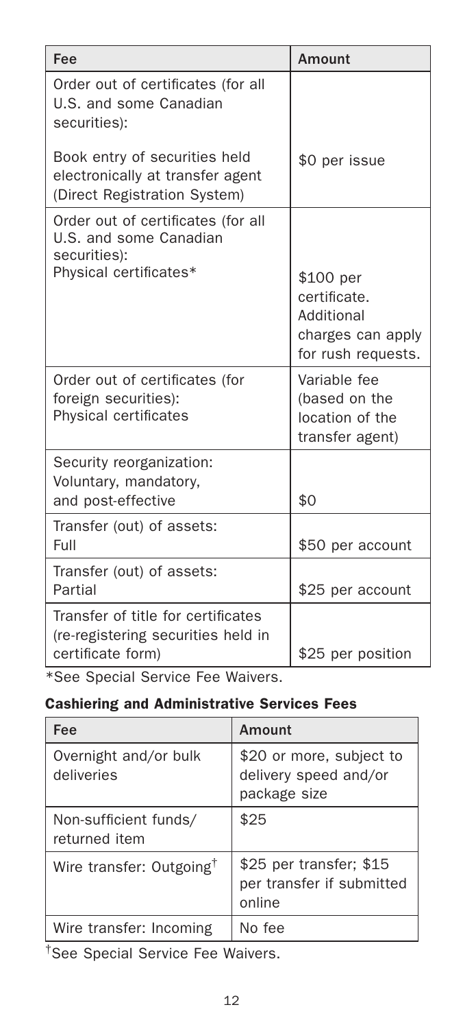| Fee | Amount |
|---|---|
| Order out of certificates (for all U.S. and some Canadian securities): Book entry of securities held electronically at transfer agent (Direct Registration System) | $0 per issue |
| Order out of certificates (for all U.S. and some Canadian securities): Physical certificates* | $100 per certificate. Additional charges can apply for rush requests. |
| Order out of certificates (for foreign securities): Physical certificates | Variable fee (based on the location of the transfer agent) |
| Security reorganization: Voluntary, mandatory, and post-effective | $0 |
| Transfer (out) of assets: Full | $50 per account |
| Transfer (out) of assets: Partial | $25 per account |
| Transfer of title for certificates (re-registering securities held in certificate form) | $25 per position |

*See Special Service Fee Waivers.

### Cashiering and Administrative Services Fees

| Fee | Amount |
|---|---|
| Overnight and/or bulk deliveries | $20 or more, subject to delivery speed and/or package size |
| Non-sufficient funds/ returned item | $25 |
| Wire transfer: Outgoing† | $25 per transfer; $15 per transfer if submitted online |
| Wire transfer: Incoming | No fee |

†See Special Service Fee Waivers.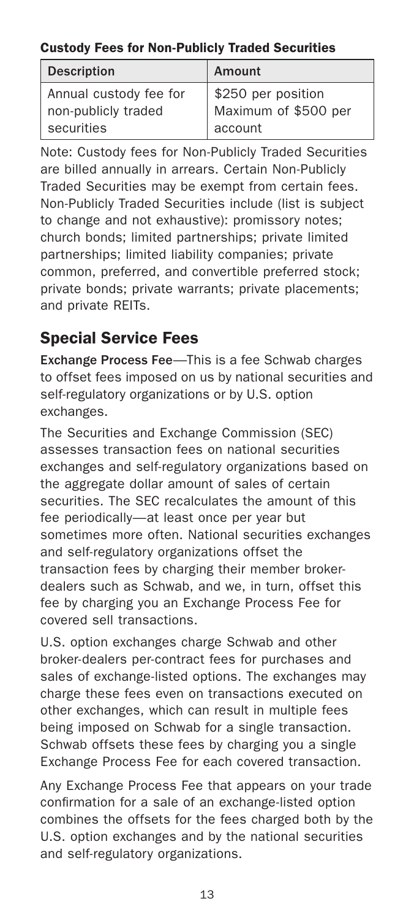### Custody Fees for Non-Publicly Traded Securities

| Description | Amount |
|---|---|
| Annual custody fee for non-publicly traded securities | $250 per position Maximum of $500 per account |

Note: Custody fees for Non-Publicly Traded Securities are billed annually in arrears. Certain Non-Publicly Traded Securities may be exempt from certain fees. Non-Publicly Traded Securities include (list is subject to change and not exhaustive): promissory notes; church bonds; limited partnerships; private limited partnerships; limited liability companies; private common, preferred, and convertible preferred stock; private bonds; private warrants; private placements; and private REITs.

## Special Service Fees

**Exchange Process Fee**—This is a fee Schwab charges to offset fees imposed on us by national securities and self-regulatory organizations or by U.S. option exchanges.

The Securities and Exchange Commission (SEC) assesses transaction fees on national securities exchanges and self-regulatory organizations based on the aggregate dollar amount of sales of certain securities. The SEC recalculates the amount of this fee periodically—at least once per year but sometimes more often. National securities exchanges and self-regulatory organizations offset the transaction fees by charging their member broker-dealers such as Schwab, and we, in turn, offset this fee by charging you an Exchange Process Fee for covered sell transactions.

U.S. option exchanges charge Schwab and other broker-dealers per-contract fees for purchases and sales of exchange-listed options. The exchanges may charge these fees even on transactions executed on other exchanges, which can result in multiple fees being imposed on Schwab for a single transaction. Schwab offsets these fees by charging you a single Exchange Process Fee for each covered transaction.

Any Exchange Process Fee that appears on your trade confirmation for a sale of an exchange-listed option combines the offsets for the fees charged both by the U.S. option exchanges and by the national securities and self-regulatory organizations.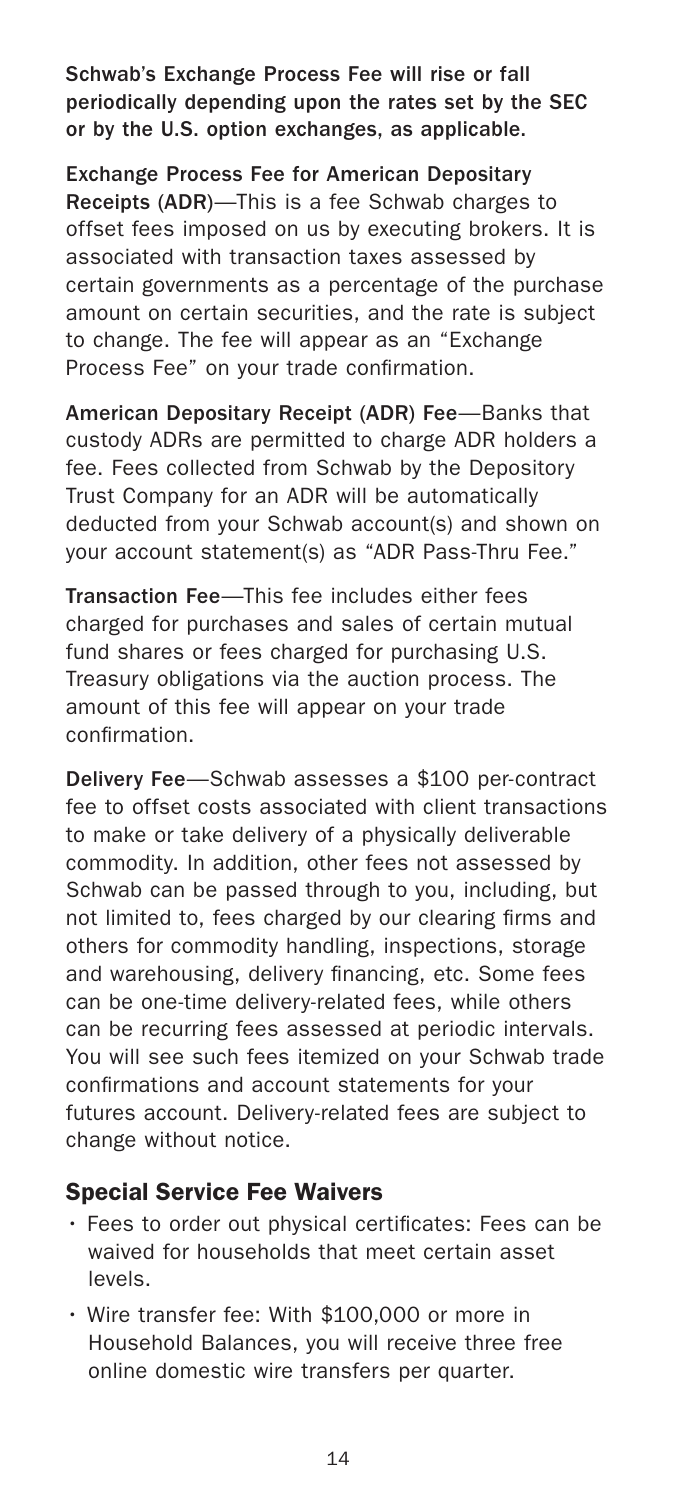**Schwab's Exchange Process Fee will rise or fall periodically depending upon the rates set by the SEC or by the U.S. option exchanges, as applicable.**

**Exchange Process Fee for American Depositary Receipts (ADR)**—This is a fee Schwab charges to offset fees imposed on us by executing brokers. It is associated with transaction taxes assessed by certain governments as a percentage of the purchase amount on certain securities, and the rate is subject to change. The fee will appear as an "Exchange Process Fee" on your trade confirmation.

**American Depositary Receipt (ADR) Fee**—Banks that custody ADRs are permitted to charge ADR holders a fee. Fees collected from Schwab by the Depository Trust Company for an ADR will be automatically deducted from your Schwab account(s) and shown on your account statement(s) as "ADR Pass-Thru Fee."

**Transaction Fee**—This fee includes either fees charged for purchases and sales of certain mutual fund shares or fees charged for purchasing U.S. Treasury obligations via the auction process. The amount of this fee will appear on your trade confirmation.

**Delivery Fee**—Schwab assesses a $100 per-contract fee to offset costs associated with client transactions to make or take delivery of a physically deliverable commodity. In addition, other fees not assessed by Schwab can be passed through to you, including, but not limited to, fees charged by our clearing firms and others for commodity handling, inspections, storage and warehousing, delivery financing, etc. Some fees can be one-time delivery-related fees, while others can be recurring fees assessed at periodic intervals. You will see such fees itemized on your Schwab trade confirmations and account statements for your futures account. Delivery-related fees are subject to change without notice.

## Special Service Fee Waivers

- Fees to order out physical certificates: Fees can be waived for households that meet certain asset levels.
- Wire transfer fee: With $100,000 or more in Household Balances, you will receive three free online domestic wire transfers per quarter.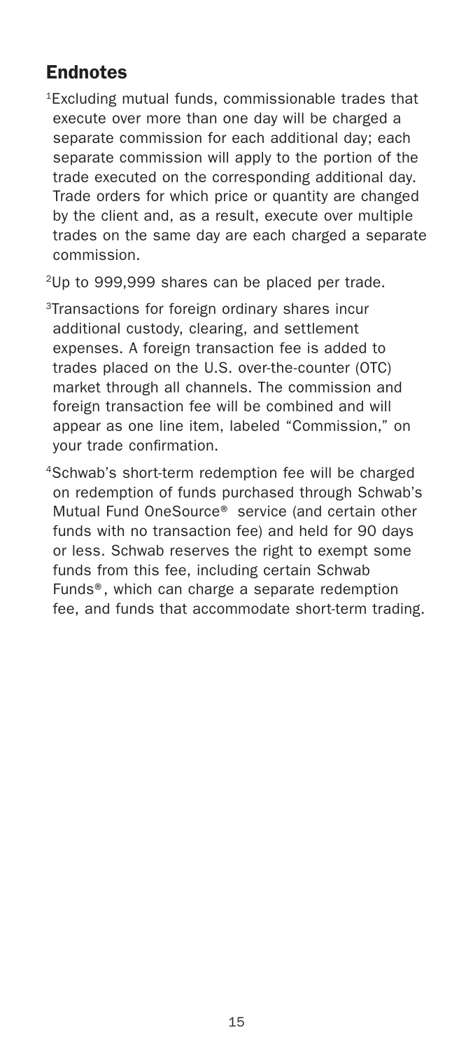## Endnotes

[1]Excluding mutual funds, commissionable trades that execute over more than one day will be charged a separate commission for each additional day; each separate commission will apply to the portion of the trade executed on the corresponding additional day. Trade orders for which price or quantity are changed by the client and, as a result, execute over multiple trades on the same day are each charged a separate commission.

[2]Up to 999,999 shares can be placed per trade.

[3]Transactions for foreign ordinary shares incur additional custody, clearing, and settlement expenses. A foreign transaction fee is added to trades placed on the U.S. over-the-counter (OTC) market through all channels. The commission and foreign transaction fee will be combined and will appear as one line item, labeled "Commission," on your trade confirmation.

[4]Schwab's short-term redemption fee will be charged on redemption of funds purchased through Schwab's Mutual Fund OneSource® service (and certain other funds with no transaction fee) and held for 90 days or less. Schwab reserves the right to exempt some funds from this fee, including certain Schwab Funds®, which can charge a separate redemption fee, and funds that accommodate short-term trading.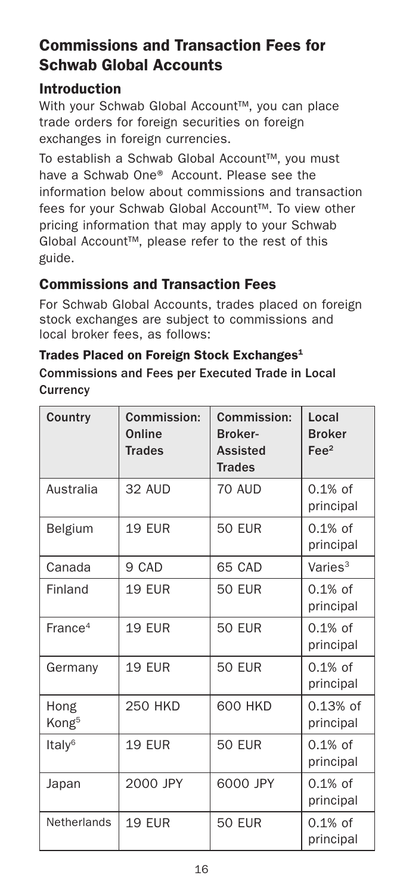## Commissions and Transaction Fees for Schwab Global Accounts

### Introduction

With your Schwab Global Account™, you can place trade orders for foreign securities on foreign exchanges in foreign currencies.

To establish a Schwab Global Account™, you must have a Schwab One® Account. Please see the information below about commissions and transaction fees for your Schwab Global Account™. To view other pricing information that may apply to your Schwab Global Account™, please refer to the rest of this guide.

### Commissions and Transaction Fees

For Schwab Global Accounts, trades placed on foreign stock exchanges are subject to commissions and local broker fees, as follows:

**Trades Placed on Foreign Stock Exchanges[1]**

**Commissions and Fees per Executed Trade in Local Currency**

| Country | Commission: Online Trades | Commission: Broker-Assisted Trades | Local Broker Fee[2] |
|---|---|---|---|
| Australia | 32 AUD | 70 AUD | 0.1% of principal |
| Belgium | 19 EUR | 50 EUR | 0.1% of principal |
| Canada | 9 CAD | 65 CAD | Varies[3] |
| Finland | 19 EUR | 50 EUR | 0.1% of principal |
| France[4] | 19 EUR | 50 EUR | 0.1% of principal |
| Germany | 19 EUR | 50 EUR | 0.1% of principal |
| Hong Kong[5] | 250 HKD | 600 HKD | 0.13% of principal |
| Italy[6] | 19 EUR | 50 EUR | 0.1% of principal |
| Japan | 2000 JPY | 6000 JPY | 0.1% of principal |
| Netherlands | 19 EUR | 50 EUR | 0.1% of principal |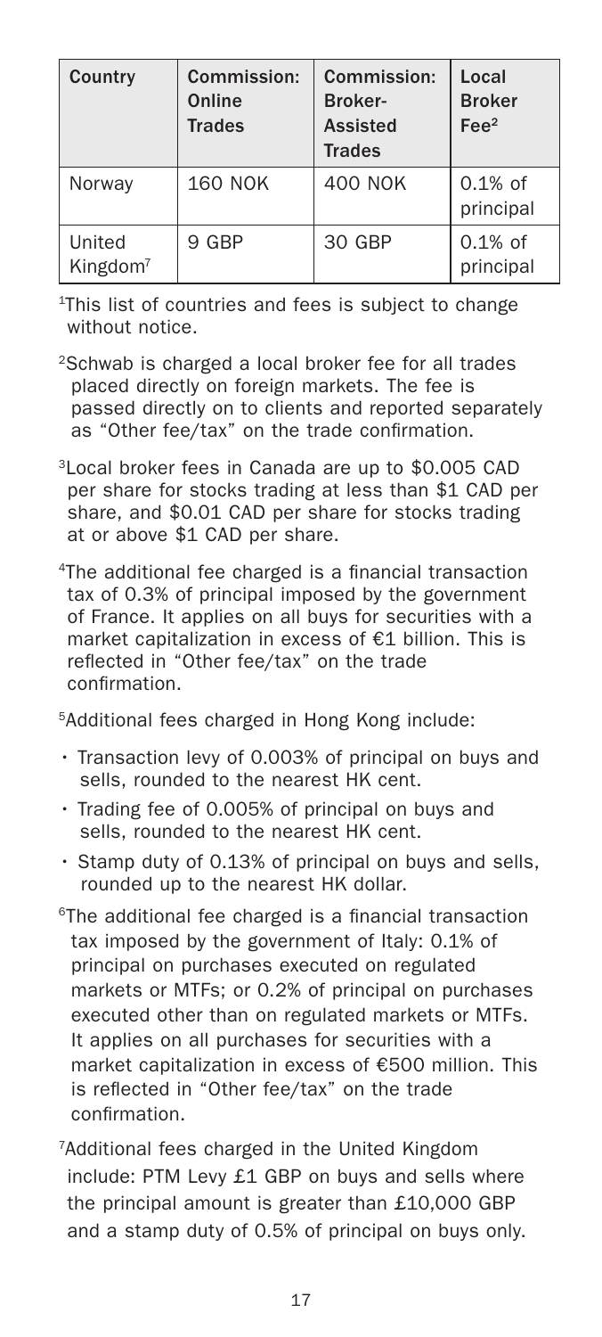| Country | Commission: Online Trades | Commission: Broker-Assisted Trades | Local Broker Fee[2] |
| --- | --- | --- | --- |
| Norway | 160 NOK | 400 NOK | 0.1% of principal |
| United Kingdom[7] | 9 GBP | 30 GBP | 0.1% of principal |

[1]This list of countries and fees is subject to change without notice.

[2]Schwab is charged a local broker fee for all trades placed directly on foreign markets. The fee is passed directly on to clients and reported separately as "Other fee/tax" on the trade confirmation.

[3]Local broker fees in Canada are up to $0.005 CAD per share for stocks trading at less than $1 CAD per share, and $0.01 CAD per share for stocks trading at or above $1 CAD per share.

[4]The additional fee charged is a financial transaction tax of 0.3% of principal imposed by the government of France. It applies on all buys for securities with a market capitalization in excess of €1 billion. This is reflected in "Other fee/tax" on the trade confirmation.

[5]Additional fees charged in Hong Kong include:

- Transaction levy of 0.003% of principal on buys and sells, rounded to the nearest HK cent.
- Trading fee of 0.005% of principal on buys and sells, rounded to the nearest HK cent.
- Stamp duty of 0.13% of principal on buys and sells, rounded up to the nearest HK dollar.

[6]The additional fee charged is a financial transaction tax imposed by the government of Italy: 0.1% of principal on purchases executed on regulated markets or MTFs; or 0.2% of principal on purchases executed other than on regulated markets or MTFs. It applies on all purchases for securities with a market capitalization in excess of €500 million. This is reflected in "Other fee/tax" on the trade confirmation.

[7]Additional fees charged in the United Kingdom include: PTM Levy £1 GBP on buys and sells where the principal amount is greater than £10,000 GBP and a stamp duty of 0.5% of principal on buys only.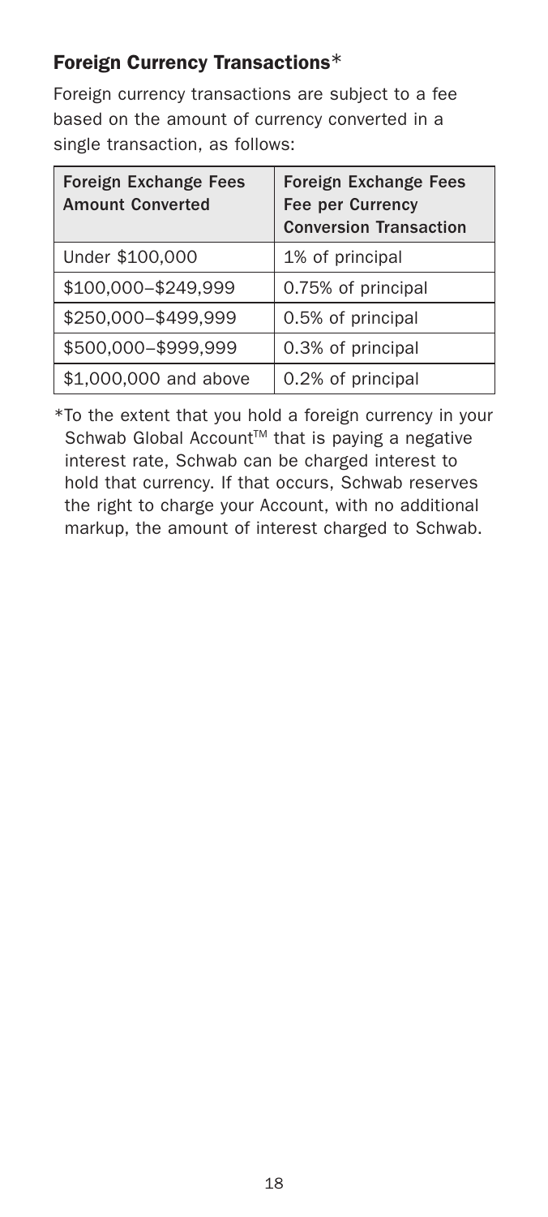## Foreign Currency Transactions*

Foreign currency transactions are subject to a fee based on the amount of currency converted in a single transaction, as follows:

| Foreign Exchange Fees Amount Converted | Foreign Exchange Fees Fee per Currency Conversion Transaction |
|---|---|
| Under $100,000 | 1% of principal |
| $100,000–$249,999 | 0.75% of principal |
| $250,000–$499,999 | 0.5% of principal |
| $500,000–$999,999 | 0.3% of principal |
| $1,000,000 and above | 0.2% of principal |

*To the extent that you hold a foreign currency in your Schwab Global Account™ that is paying a negative interest rate, Schwab can be charged interest to hold that currency. If that occurs, Schwab reserves the right to charge your Account, with no additional markup, the amount of interest charged to Schwab.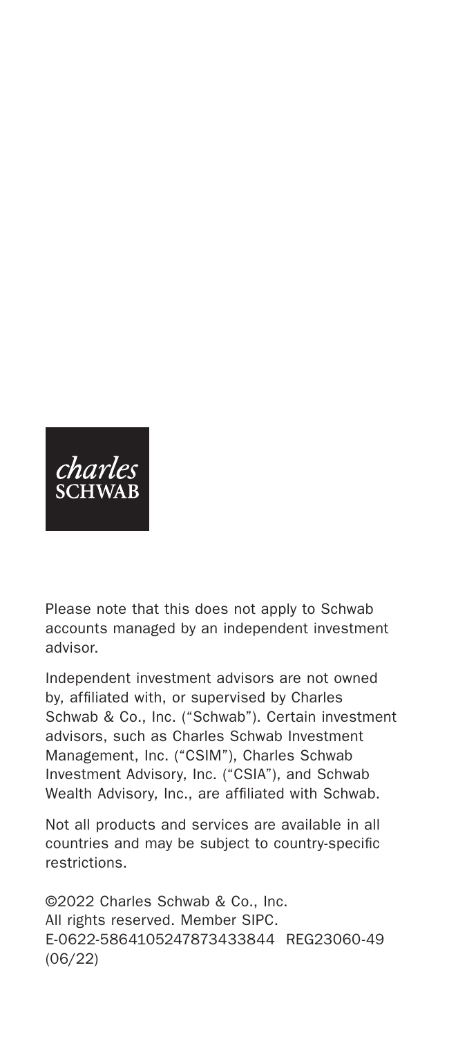charles
SCHWAB

Please note that this does not apply to Schwab accounts managed by an independent investment advisor.

Independent investment advisors are not owned by, affiliated with, or supervised by Charles Schwab & Co., Inc. ("Schwab"). Certain investment advisors, such as Charles Schwab Investment Management, Inc. ("CSIM"), Charles Schwab Investment Advisory, Inc. ("CSIA"), and Schwab Wealth Advisory, Inc., are affiliated with Schwab.

Not all products and services are available in all countries and may be subject to country-specific restrictions.

©2022 Charles Schwab & Co., Inc.
All rights reserved. Member SIPC.
E-0622-5864105247873433844 REG23060-49 (06/22)